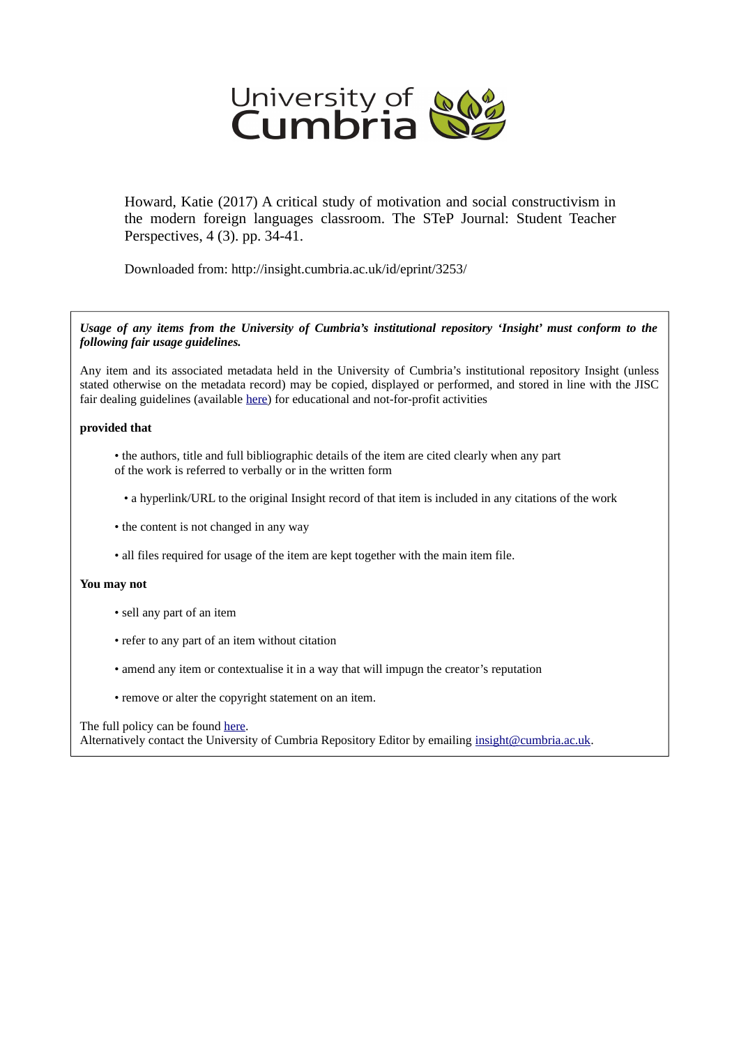Howard, Katie (2017) A critical study of motivation and social constructivism in the modern foreign languages classroom. The STeP Journal: Student Teacher Perspectives, 4 (3). pp. 34-41.

Downloaded from: http://insight.cumbria.ac.uk/id/eprint/3253/

***Usage of any items from the University of Cumbria's institutional repository 'Insight' must conform to the following fair usage guidelines.***

Any item and its associated metadata held in the University of Cumbria's institutional repository Insight (unless stated otherwise on the metadata record) may be copied, displayed or performed, and stored in line with the JISC fair dealing guidelines (available here) for educational and not-for-profit activities

**provided that**

- the authors, title and full bibliographic details of the item are cited clearly when any part of the work is referred to verbally or in the written form
- a hyperlink/URL to the original Insight record of that item is included in any citations of the work
- the content is not changed in any way
- all files required for usage of the item are kept together with the main item file.

**You may not**

- sell any part of an item
- refer to any part of an item without citation
- amend any item or contextualise it in a way that will impugn the creator's reputation
- remove or alter the copyright statement on an item.

The full policy can be found here.
Alternatively contact the University of Cumbria Repository Editor by emailing insight@cumbria.ac.uk.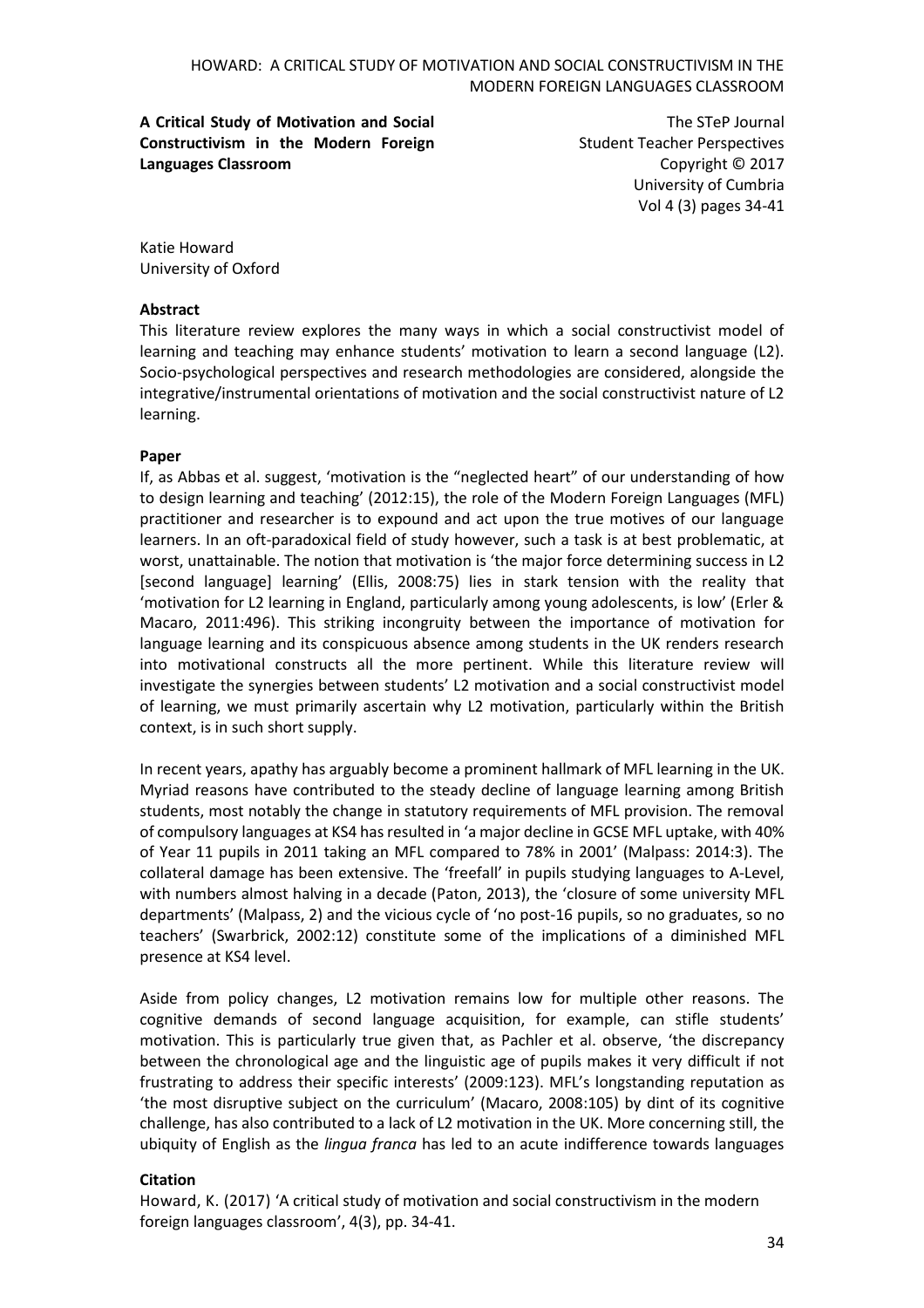**A Critical Study of Motivation and Social Constructivism in the Modern Foreign Languages Classroom**

The STeP Journal
Student Teacher Perspectives
Copyright © 2017
University of Cumbria
Vol 4 (3) pages 34-41

Katie Howard
University of Oxford

**Abstract**

This literature review explores the many ways in which a social constructivist model of learning and teaching may enhance students' motivation to learn a second language (L2). Socio-psychological perspectives and research methodologies are considered, alongside the integrative/instrumental orientations of motivation and the social constructivist nature of L2 learning.

**Paper**

If, as Abbas et al. suggest, 'motivation is the "neglected heart" of our understanding of how to design learning and teaching' (2012:15), the role of the Modern Foreign Languages (MFL) practitioner and researcher is to expound and act upon the true motives of our language learners. In an oft-paradoxical field of study however, such a task is at best problematic, at worst, unattainable. The notion that motivation is 'the major force determining success in L2 [second language] learning' (Ellis, 2008:75) lies in stark tension with the reality that 'motivation for L2 learning in England, particularly among young adolescents, is low' (Erler & Macaro, 2011:496). This striking incongruity between the importance of motivation for language learning and its conspicuous absence among students in the UK renders research into motivational constructs all the more pertinent. While this literature review will investigate the synergies between students' L2 motivation and a social constructivist model of learning, we must primarily ascertain why L2 motivation, particularly within the British context, is in such short supply.

In recent years, apathy has arguably become a prominent hallmark of MFL learning in the UK. Myriad reasons have contributed to the steady decline of language learning among British students, most notably the change in statutory requirements of MFL provision. The removal of compulsory languages at KS4 has resulted in 'a major decline in GCSE MFL uptake, with 40% of Year 11 pupils in 2011 taking an MFL compared to 78% in 2001' (Malpass: 2014:3). The collateral damage has been extensive. The 'freefall' in pupils studying languages to A-Level, with numbers almost halving in a decade (Paton, 2013), the 'closure of some university MFL departments' (Malpass, 2) and the vicious cycle of 'no post-16 pupils, so no graduates, so no teachers' (Swarbrick, 2002:12) constitute some of the implications of a diminished MFL presence at KS4 level.

Aside from policy changes, L2 motivation remains low for multiple other reasons. The cognitive demands of second language acquisition, for example, can stifle students' motivation. This is particularly true given that, as Pachler et al. observe, 'the discrepancy between the chronological age and the linguistic age of pupils makes it very difficult if not frustrating to address their specific interests' (2009:123). MFL's longstanding reputation as 'the most disruptive subject on the curriculum' (Macaro, 2008:105) by dint of its cognitive challenge, has also contributed to a lack of L2 motivation in the UK. More concerning still, the ubiquity of English as the *lingua franca* has led to an acute indifference towards languages

**Citation**

Howard, K. (2017) 'A critical study of motivation and social constructivism in the modern foreign languages classroom', 4(3), pp. 34-41.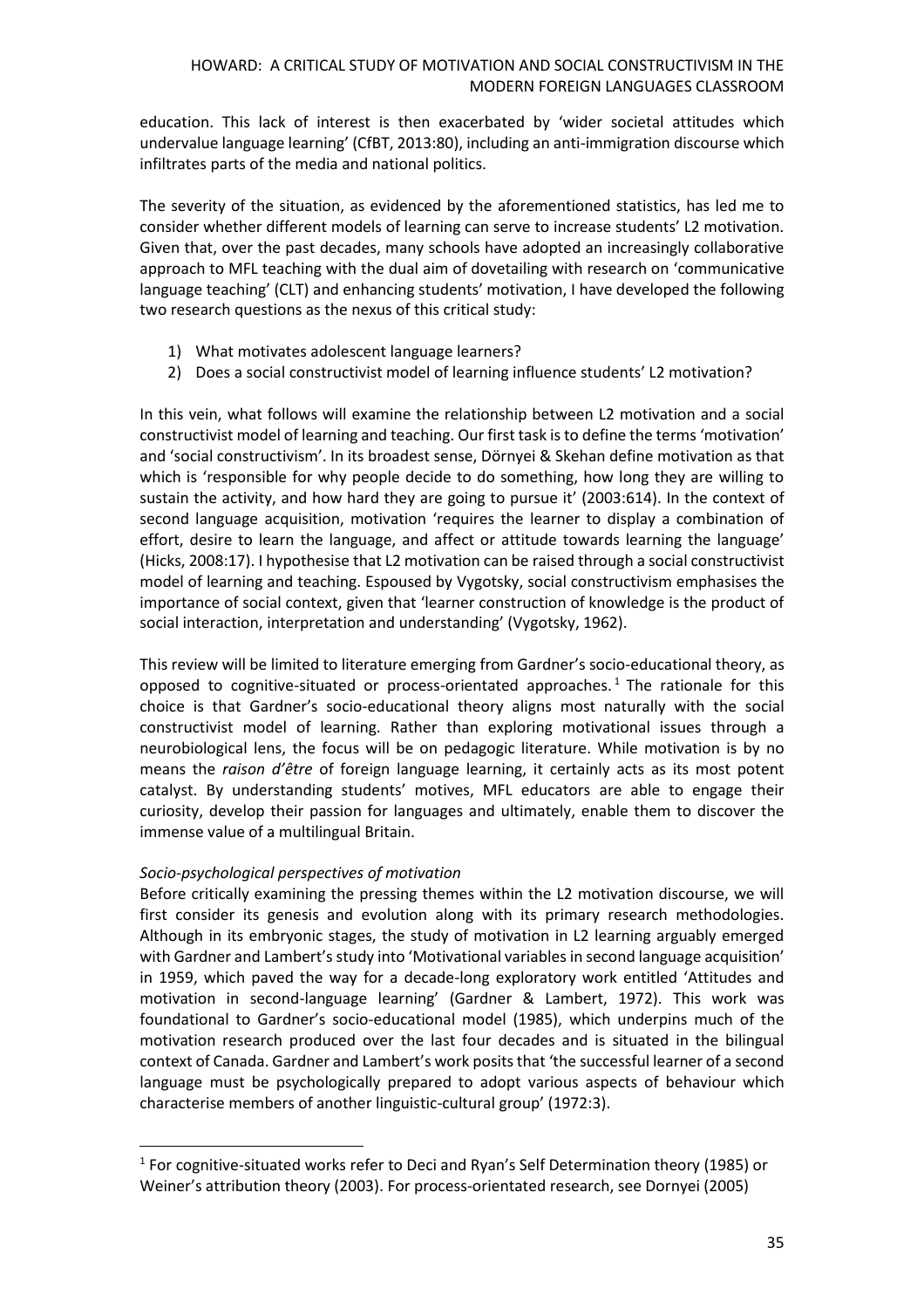education. This lack of interest is then exacerbated by 'wider societal attitudes which undervalue language learning' (CfBT, 2013:80), including an anti-immigration discourse which infiltrates parts of the media and national politics.

The severity of the situation, as evidenced by the aforementioned statistics, has led me to consider whether different models of learning can serve to increase students' L2 motivation. Given that, over the past decades, many schools have adopted an increasingly collaborative approach to MFL teaching with the dual aim of dovetailing with research on 'communicative language teaching' (CLT) and enhancing students' motivation, I have developed the following two research questions as the nexus of this critical study:

1) What motivates adolescent language learners?
2) Does a social constructivist model of learning influence students' L2 motivation?

In this vein, what follows will examine the relationship between L2 motivation and a social constructivist model of learning and teaching. Our first task is to define the terms 'motivation' and 'social constructivism'. In its broadest sense, Dörnyei & Skehan define motivation as that which is 'responsible for why people decide to do something, how long they are willing to sustain the activity, and how hard they are going to pursue it' (2003:614). In the context of second language acquisition, motivation 'requires the learner to display a combination of effort, desire to learn the language, and affect or attitude towards learning the language' (Hicks, 2008:17). I hypothesise that L2 motivation can be raised through a social constructivist model of learning and teaching. Espoused by Vygotsky, social constructivism emphasises the importance of social context, given that 'learner construction of knowledge is the product of social interaction, interpretation and understanding' (Vygotsky, 1962).

This review will be limited to literature emerging from Gardner's socio-educational theory, as opposed to cognitive-situated or process-orientated approaches.[1] The rationale for this choice is that Gardner's socio-educational theory aligns most naturally with the social constructivist model of learning. Rather than exploring motivational issues through a neurobiological lens, the focus will be on pedagogic literature. While motivation is by no means the *raison d'être* of foreign language learning, it certainly acts as its most potent catalyst. By understanding students' motives, MFL educators are able to engage their curiosity, develop their passion for languages and ultimately, enable them to discover the immense value of a multilingual Britain.

*Socio-psychological perspectives of motivation*

Before critically examining the pressing themes within the L2 motivation discourse, we will first consider its genesis and evolution along with its primary research methodologies. Although in its embryonic stages, the study of motivation in L2 learning arguably emerged with Gardner and Lambert's study into 'Motivational variables in second language acquisition' in 1959, which paved the way for a decade-long exploratory work entitled 'Attitudes and motivation in second-language learning' (Gardner & Lambert, 1972). This work was foundational to Gardner's socio-educational model (1985), which underpins much of the motivation research produced over the last four decades and is situated in the bilingual context of Canada. Gardner and Lambert's work posits that 'the successful learner of a second language must be psychologically prepared to adopt various aspects of behaviour which characterise members of another linguistic-cultural group' (1972:3).

[1] For cognitive-situated works refer to Deci and Ryan's Self Determination theory (1985) or Weiner's attribution theory (2003). For process-orientated research, see Dornyei (2005)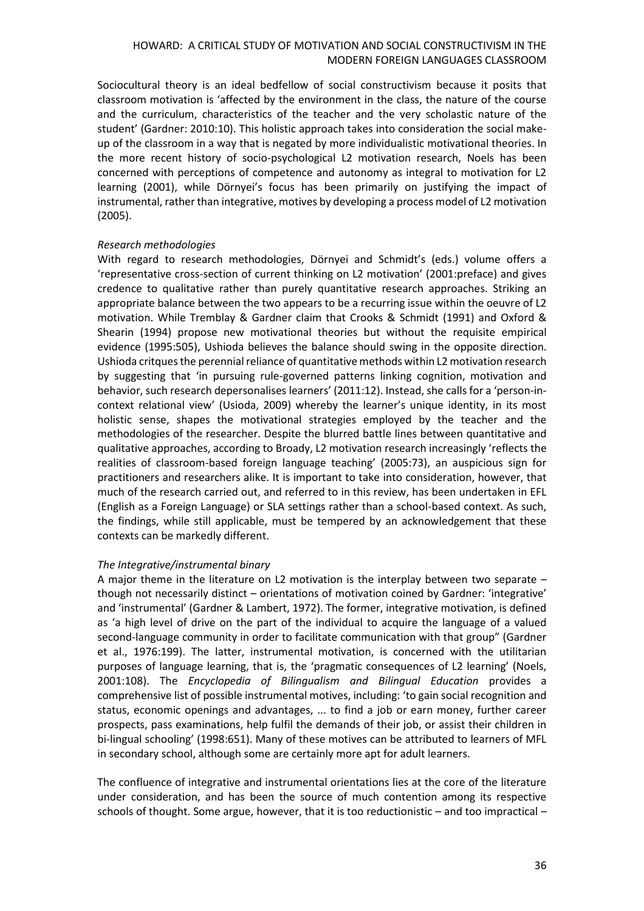Sociocultural theory is an ideal bedfellow of social constructivism because it posits that classroom motivation is 'affected by the environment in the class, the nature of the course and the curriculum, characteristics of the teacher and the very scholastic nature of the student' (Gardner: 2010:10). This holistic approach takes into consideration the social make-up of the classroom in a way that is negated by more individualistic motivational theories. In the more recent history of socio-psychological L2 motivation research, Noels has been concerned with perceptions of competence and autonomy as integral to motivation for L2 learning (2001), while Dörnyei's focus has been primarily on justifying the impact of instrumental, rather than integrative, motives by developing a process model of L2 motivation (2005).

*Research methodologies*

With regard to research methodologies, Dörnyei and Schmidt's (eds.) volume offers a 'representative cross-section of current thinking on L2 motivation' (2001:preface) and gives credence to qualitative rather than purely quantitative research approaches. Striking an appropriate balance between the two appears to be a recurring issue within the oeuvre of L2 motivation. While Tremblay & Gardner claim that Crooks & Schmidt (1991) and Oxford & Shearin (1994) propose new motivational theories but without the requisite empirical evidence (1995:505), Ushioda believes the balance should swing in the opposite direction. Ushioda critques the perennial reliance of quantitative methods within L2 motivation research by suggesting that 'in pursuing rule-governed patterns linking cognition, motivation and behavior, such research depersonalises learners' (2011:12). Instead, she calls for a 'person-in-context relational view' (Usioda, 2009) whereby the learner's unique identity, in its most holistic sense, shapes the motivational strategies employed by the teacher and the methodologies of the researcher. Despite the blurred battle lines between quantitative and qualitative approaches, according to Broady, L2 motivation research increasingly 'reflects the realities of classroom-based foreign language teaching' (2005:73), an auspicious sign for practitioners and researchers alike. It is important to take into consideration, however, that much of the research carried out, and referred to in this review, has been undertaken in EFL (English as a Foreign Language) or SLA settings rather than a school-based context. As such, the findings, while still applicable, must be tempered by an acknowledgement that these contexts can be markedly different.

*The Integrative/instrumental binary*

A major theme in the literature on L2 motivation is the interplay between two separate – though not necessarily distinct – orientations of motivation coined by Gardner: 'integrative' and 'instrumental' (Gardner & Lambert, 1972). The former, integrative motivation, is defined as 'a high level of drive on the part of the individual to acquire the language of a valued second-language community in order to facilitate communication with that group" (Gardner et al., 1976:199). The latter, instrumental motivation, is concerned with the utilitarian purposes of language learning, that is, the 'pragmatic consequences of L2 learning' (Noels, 2001:108). The *Encyclopedia of Bilingualism and Bilingual Education* provides a comprehensive list of possible instrumental motives, including: 'to gain social recognition and status, economic openings and advantages, ... to find a job or earn money, further career prospects, pass examinations, help fulfil the demands of their job, or assist their children in bi-lingual schooling' (1998:651). Many of these motives can be attributed to learners of MFL in secondary school, although some are certainly more apt for adult learners.

The confluence of integrative and instrumental orientations lies at the core of the literature under consideration, and has been the source of much contention among its respective schools of thought. Some argue, however, that it is too reductionistic – and too impractical –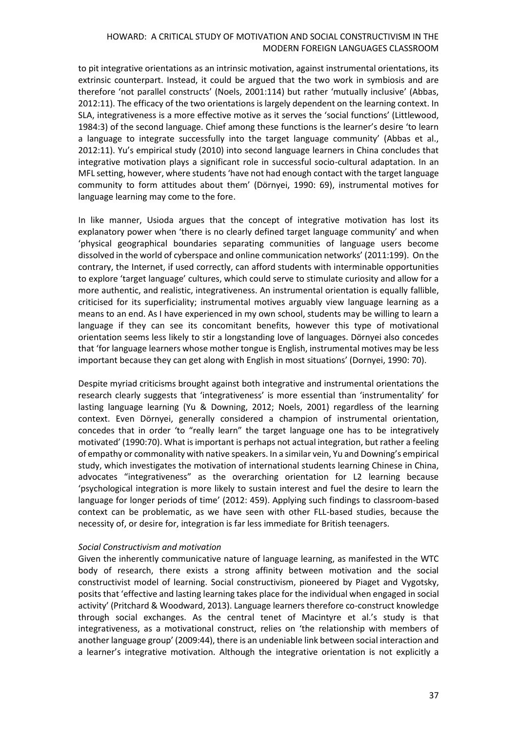to pit integrative orientations as an intrinsic motivation, against instrumental orientations, its extrinsic counterpart. Instead, it could be argued that the two work in symbiosis and are therefore 'not parallel constructs' (Noels, 2001:114) but rather 'mutually inclusive' (Abbas, 2012:11). The efficacy of the two orientations is largely dependent on the learning context. In SLA, integrativeness is a more effective motive as it serves the 'social functions' (Littlewood, 1984:3) of the second language. Chief among these functions is the learner's desire 'to learn a language to integrate successfully into the target language community' (Abbas et al., 2012:11). Yu's empirical study (2010) into second language learners in China concludes that integrative motivation plays a significant role in successful socio-cultural adaptation. In an MFL setting, however, where students 'have not had enough contact with the target language community to form attitudes about them' (Dörnyei, 1990: 69), instrumental motives for language learning may come to the fore.

In like manner, Usioda argues that the concept of integrative motivation has lost its explanatory power when 'there is no clearly defined target language community' and when 'physical geographical boundaries separating communities of language users become dissolved in the world of cyberspace and online communication networks' (2011:199). On the contrary, the Internet, if used correctly, can afford students with interminable opportunities to explore 'target language' cultures, which could serve to stimulate curiosity and allow for a more authentic, and realistic, integrativeness. An instrumental orientation is equally fallible, criticised for its superficiality; instrumental motives arguably view language learning as a means to an end. As I have experienced in my own school, students may be willing to learn a language if they can see its concomitant benefits, however this type of motivational orientation seems less likely to stir a longstanding love of languages. Dörnyei also concedes that 'for language learners whose mother tongue is English, instrumental motives may be less important because they can get along with English in most situations' (Dornyei, 1990: 70).

Despite myriad criticisms brought against both integrative and instrumental orientations the research clearly suggests that 'integrativeness' is more essential than 'instrumentality' for lasting language learning (Yu & Downing, 2012; Noels, 2001) regardless of the learning context. Even Dörnyei, generally considered a champion of instrumental orientation, concedes that in order 'to "really learn" the target language one has to be integratively motivated' (1990:70). What is important is perhaps not actual integration, but rather a feeling of empathy or commonality with native speakers. In a similar vein, Yu and Downing's empirical study, which investigates the motivation of international students learning Chinese in China, advocates "integrativeness" as the overarching orientation for L2 learning because 'psychological integration is more likely to sustain interest and fuel the desire to learn the language for longer periods of time' (2012: 459). Applying such findings to classroom-based context can be problematic, as we have seen with other FLL-based studies, because the necessity of, or desire for, integration is far less immediate for British teenagers.

*Social Constructivism and motivation*

Given the inherently communicative nature of language learning, as manifested in the WTC body of research, there exists a strong affinity between motivation and the social constructivist model of learning. Social constructivism, pioneered by Piaget and Vygotsky, posits that 'effective and lasting learning takes place for the individual when engaged in social activity' (Pritchard & Woodward, 2013). Language learners therefore co-construct knowledge through social exchanges. As the central tenet of Macintyre et al.'s study is that integrativeness, as a motivational construct, relies on 'the relationship with members of another language group' (2009:44), there is an undeniable link between social interaction and a learner's integrative motivation. Although the integrative orientation is not explicitly a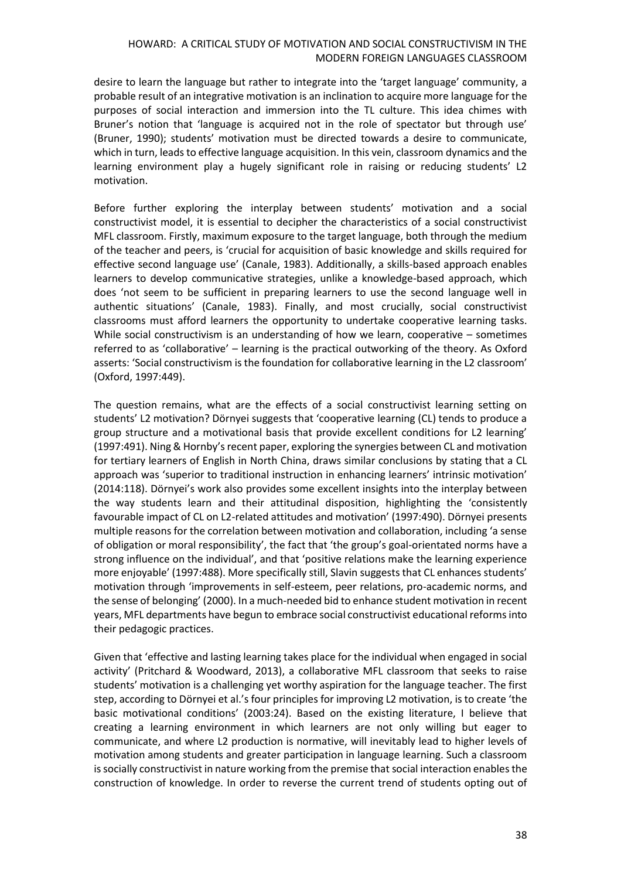desire to learn the language but rather to integrate into the 'target language' community, a probable result of an integrative motivation is an inclination to acquire more language for the purposes of social interaction and immersion into the TL culture. This idea chimes with Bruner's notion that 'language is acquired not in the role of spectator but through use' (Bruner, 1990); students' motivation must be directed towards a desire to communicate, which in turn, leads to effective language acquisition. In this vein, classroom dynamics and the learning environment play a hugely significant role in raising or reducing students' L2 motivation.

Before further exploring the interplay between students' motivation and a social constructivist model, it is essential to decipher the characteristics of a social constructivist MFL classroom. Firstly, maximum exposure to the target language, both through the medium of the teacher and peers, is 'crucial for acquisition of basic knowledge and skills required for effective second language use' (Canale, 1983). Additionally, a skills-based approach enables learners to develop communicative strategies, unlike a knowledge-based approach, which does 'not seem to be sufficient in preparing learners to use the second language well in authentic situations' (Canale, 1983). Finally, and most crucially, social constructivist classrooms must afford learners the opportunity to undertake cooperative learning tasks. While social constructivism is an understanding of how we learn, cooperative – sometimes referred to as 'collaborative' – learning is the practical outworking of the theory. As Oxford asserts: 'Social constructivism is the foundation for collaborative learning in the L2 classroom' (Oxford, 1997:449).

The question remains, what are the effects of a social constructivist learning setting on students' L2 motivation? Dörnyei suggests that 'cooperative learning (CL) tends to produce a group structure and a motivational basis that provide excellent conditions for L2 learning' (1997:491). Ning & Hornby's recent paper, exploring the synergies between CL and motivation for tertiary learners of English in North China, draws similar conclusions by stating that a CL approach was 'superior to traditional instruction in enhancing learners' intrinsic motivation' (2014:118). Dörnyei's work also provides some excellent insights into the interplay between the way students learn and their attitudinal disposition, highlighting the 'consistently favourable impact of CL on L2-related attitudes and motivation' (1997:490). Dörnyei presents multiple reasons for the correlation between motivation and collaboration, including 'a sense of obligation or moral responsibility', the fact that 'the group's goal-orientated norms have a strong influence on the individual', and that 'positive relations make the learning experience more enjoyable' (1997:488). More specifically still, Slavin suggests that CL enhances students' motivation through 'improvements in self-esteem, peer relations, pro-academic norms, and the sense of belonging' (2000). In a much-needed bid to enhance student motivation in recent years, MFL departments have begun to embrace social constructivist educational reforms into their pedagogic practices.

Given that 'effective and lasting learning takes place for the individual when engaged in social activity' (Pritchard & Woodward, 2013), a collaborative MFL classroom that seeks to raise students' motivation is a challenging yet worthy aspiration for the language teacher. The first step, according to Dörnyei et al.'s four principles for improving L2 motivation, is to create 'the basic motivational conditions' (2003:24). Based on the existing literature, I believe that creating a learning environment in which learners are not only willing but eager to communicate, and where L2 production is normative, will inevitably lead to higher levels of motivation among students and greater participation in language learning. Such a classroom is socially constructivist in nature working from the premise that social interaction enables the construction of knowledge. In order to reverse the current trend of students opting out of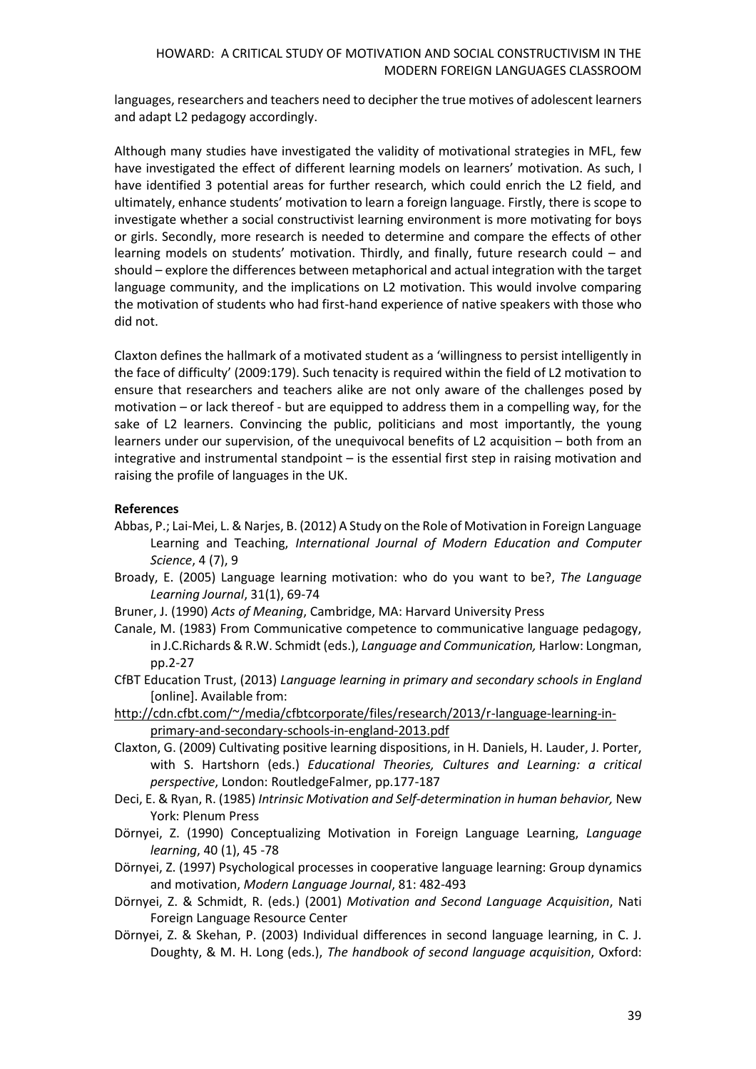languages, researchers and teachers need to decipher the true motives of adolescent learners and adapt L2 pedagogy accordingly.

Although many studies have investigated the validity of motivational strategies in MFL, few have investigated the effect of different learning models on learners' motivation. As such, I have identified 3 potential areas for further research, which could enrich the L2 field, and ultimately, enhance students' motivation to learn a foreign language. Firstly, there is scope to investigate whether a social constructivist learning environment is more motivating for boys or girls. Secondly, more research is needed to determine and compare the effects of other learning models on students' motivation. Thirdly, and finally, future research could – and should – explore the differences between metaphorical and actual integration with the target language community, and the implications on L2 motivation. This would involve comparing the motivation of students who had first-hand experience of native speakers with those who did not.

Claxton defines the hallmark of a motivated student as a 'willingness to persist intelligently in the face of difficulty' (2009:179). Such tenacity is required within the field of L2 motivation to ensure that researchers and teachers alike are not only aware of the challenges posed by motivation – or lack thereof - but are equipped to address them in a compelling way, for the sake of L2 learners. Convincing the public, politicians and most importantly, the young learners under our supervision, of the unequivocal benefits of L2 acquisition – both from an integrative and instrumental standpoint – is the essential first step in raising motivation and raising the profile of languages in the UK.

**References**

Abbas, P.; Lai-Mei, L. & Narjes, B. (2012) A Study on the Role of Motivation in Foreign Language Learning and Teaching, *International Journal of Modern Education and Computer Science*, 4 (7), 9

Broady, E. (2005) Language learning motivation: who do you want to be?, *The Language Learning Journal*, 31(1), 69-74

Bruner, J. (1990) *Acts of Meaning*, Cambridge, MA: Harvard University Press

Canale, M. (1983) From Communicative competence to communicative language pedagogy, in J.C.Richards & R.W. Schmidt (eds.), *Language and Communication,* Harlow: Longman, pp.2-27

CfBT Education Trust, (2013) *Language learning in primary and secondary schools in England* [online]. Available from:
http://cdn.cfbt.com/~/media/cfbtcorporate/files/research/2013/r-language-learning-in-primary-and-secondary-schools-in-england-2013.pdf

Claxton, G. (2009) Cultivating positive learning dispositions, in H. Daniels, H. Lauder, J. Porter, with S. Hartshorn (eds.) *Educational Theories, Cultures and Learning: a critical perspective*, London: RoutledgeFalmer, pp.177-187

Deci, E. & Ryan, R. (1985) *Intrinsic Motivation and Self-determination in human behavior,* New York: Plenum Press

Dörnyei, Z. (1990) Conceptualizing Motivation in Foreign Language Learning, *Language learning*, 40 (1), 45 -78

Dörnyei, Z. (1997) Psychological processes in cooperative language learning: Group dynamics and motivation, *Modern Language Journal*, 81: 482-493

Dörnyei, Z. & Schmidt, R. (eds.) (2001) *Motivation and Second Language Acquisition*, Nati Foreign Language Resource Center

Dörnyei, Z. & Skehan, P. (2003) Individual differences in second language learning, in C. J. Doughty, & M. H. Long (eds.), *The handbook of second language acquisition*, Oxford: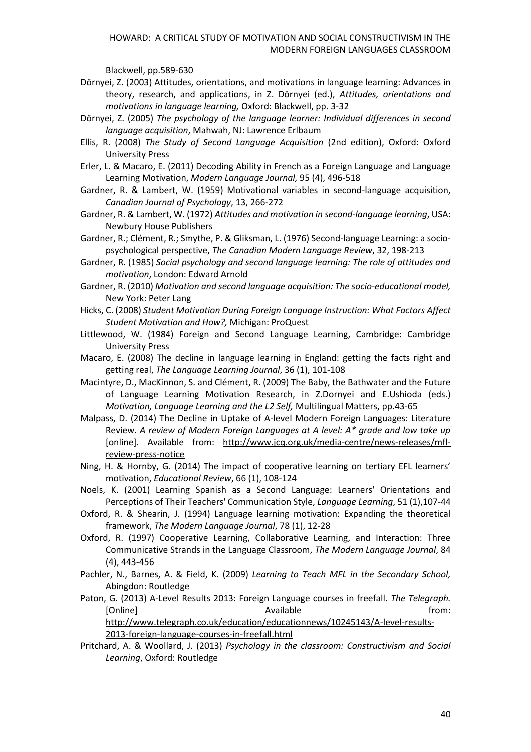Blackwell, pp.589-630

Dörnyei, Z. (2003) Attitudes, orientations, and motivations in language learning: Advances in theory, research, and applications, in Z. Dörnyei (ed.), *Attitudes, orientations and motivations in language learning,* Oxford: Blackwell, pp. 3-32

Dörnyei, Z. (2005) *The psychology of the language learner: Individual differences in second language acquisition*, Mahwah, NJ: Lawrence Erlbaum

Ellis, R. (2008) *The Study of Second Language Acquisition* (2nd edition), Oxford: Oxford University Press

Erler, L. & Macaro, E. (2011) Decoding Ability in French as a Foreign Language and Language Learning Motivation, *Modern Language Journal,* 95 (4), 496-518

Gardner, R. & Lambert, W. (1959) Motivational variables in second-language acquisition, *Canadian Journal of Psychology*, 13, 266-272

Gardner, R. & Lambert, W. (1972) *Attitudes and motivation in second-language learning*, USA: Newbury House Publishers

Gardner, R.; Clément, R.; Smythe, P. & Gliksman, L. (1976) Second-language Learning: a socio-psychological perspective, *The Canadian Modern Language Review*, 32, 198-213

Gardner, R. (1985) *Social psychology and second language learning: The role of attitudes and motivation*, London: Edward Arnold

Gardner, R. (2010) *Motivation and second language acquisition: The socio-educational model,* New York: Peter Lang

Hicks, C. (2008) *Student Motivation During Foreign Language Instruction: What Factors Affect Student Motivation and How?,* Michigan: ProQuest

Littlewood, W. (1984) Foreign and Second Language Learning, Cambridge: Cambridge University Press

Macaro, E. (2008) The decline in language learning in England: getting the facts right and getting real, *The Language Learning Journal*, 36 (1), 101-108

Macintyre, D., MacKinnon, S. and Clément, R. (2009) The Baby, the Bathwater and the Future of Language Learning Motivation Research, in Z.Dornyei and E.Ushioda (eds.) *Motivation, Language Learning and the L2 Self,* Multilingual Matters, pp.43-65

Malpass, D. (2014) The Decline in Uptake of A-level Modern Foreign Languages: Literature Review. *A review of Modern Foreign Languages at A level: A\* grade and low take up* [online]. Available from: http://www.jcq.org.uk/media-centre/news-releases/mfl-review-press-notice

Ning, H. & Hornby, G. (2014) The impact of cooperative learning on tertiary EFL learners' motivation, *Educational Review*, 66 (1), 108-124

Noels, K. (2001) Learning Spanish as a Second Language: Learners' Orientations and Perceptions of Their Teachers' Communication Style, *Language Learning*, 51 (1),107-44

Oxford, R. & Shearin, J. (1994) Language learning motivation: Expanding the theoretical framework, *The Modern Language Journal*, 78 (1), 12-28

Oxford, R. (1997) Cooperative Learning, Collaborative Learning, and Interaction: Three Communicative Strands in the Language Classroom, *The Modern Language Journal*, 84 (4), 443-456

Pachler, N., Barnes, A. & Field, K. (2009) *Learning to Teach MFL in the Secondary School,* Abingdon: Routledge

Paton, G. (2013) A-Level Results 2013: Foreign Language courses in freefall. *The Telegraph.* [Online] Available from: http://www.telegraph.co.uk/education/educationnews/10245143/A-level-results-2013-foreign-language-courses-in-freefall.html

Pritchard, A. & Woollard, J. (2013) *Psychology in the classroom: Constructivism and Social Learning*, Oxford: Routledge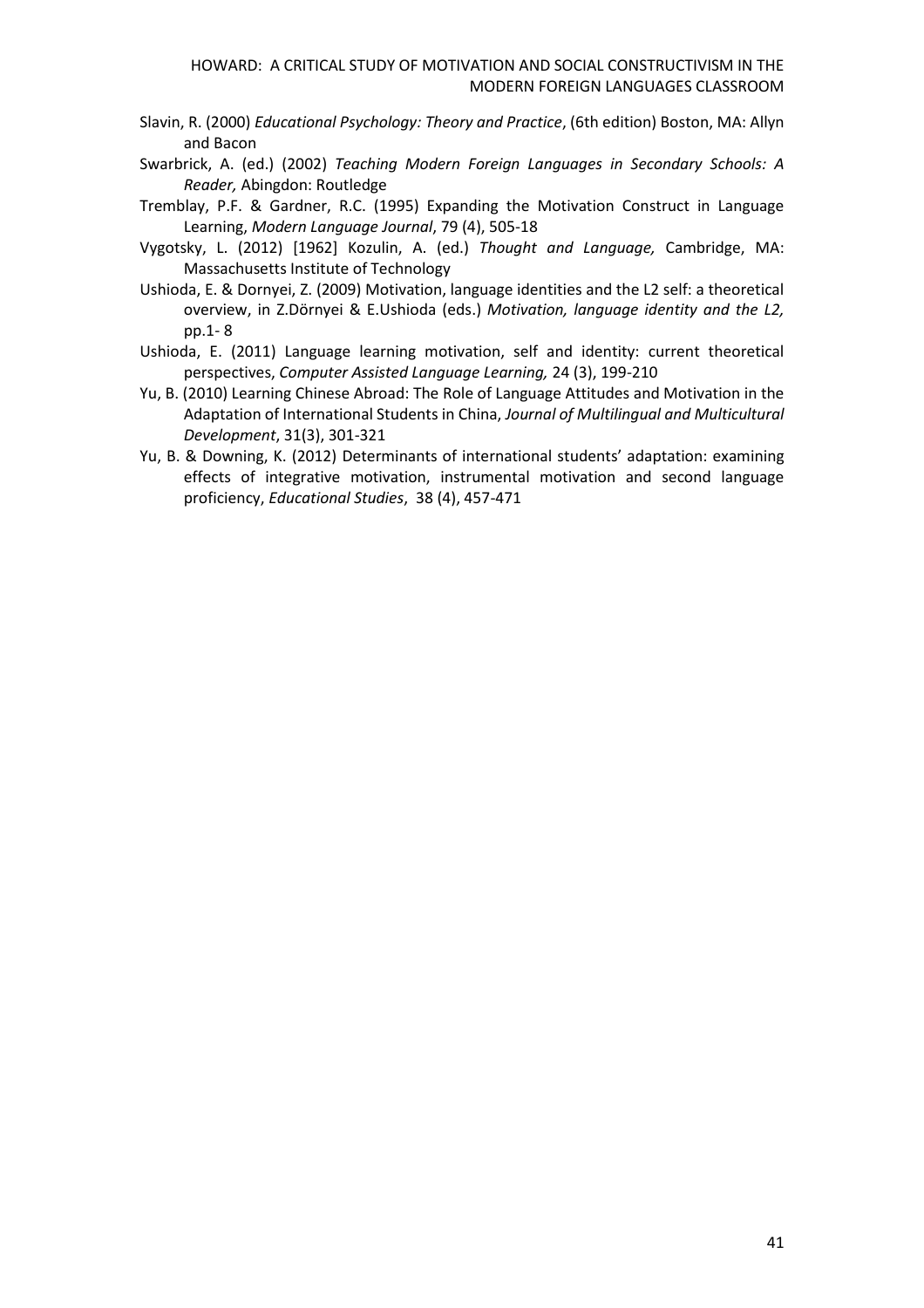Slavin, R. (2000) *Educational Psychology: Theory and Practice*, (6th edition) Boston, MA: Allyn and Bacon

Swarbrick, A. (ed.) (2002) *Teaching Modern Foreign Languages in Secondary Schools: A Reader,* Abingdon: Routledge

Tremblay, P.F. & Gardner, R.C. (1995) Expanding the Motivation Construct in Language Learning, *Modern Language Journal*, 79 (4), 505-18

Vygotsky, L. (2012) [1962] Kozulin, A. (ed.) *Thought and Language,* Cambridge, MA: Massachusetts Institute of Technology

Ushioda, E. & Dornyei, Z. (2009) Motivation, language identities and the L2 self: a theoretical overview, in Z.Dörnyei & E.Ushioda (eds.) *Motivation, language identity and the L2,* pp.1- 8

Ushioda, E. (2011) Language learning motivation, self and identity: current theoretical perspectives, *Computer Assisted Language Learning,* 24 (3), 199-210

Yu, B. (2010) Learning Chinese Abroad: The Role of Language Attitudes and Motivation in the Adaptation of International Students in China, *Journal of Multilingual and Multicultural Development*, 31(3), 301-321

Yu, B. & Downing, K. (2012) Determinants of international students' adaptation: examining effects of integrative motivation, instrumental motivation and second language proficiency, *Educational Studies*, 38 (4), 457-471